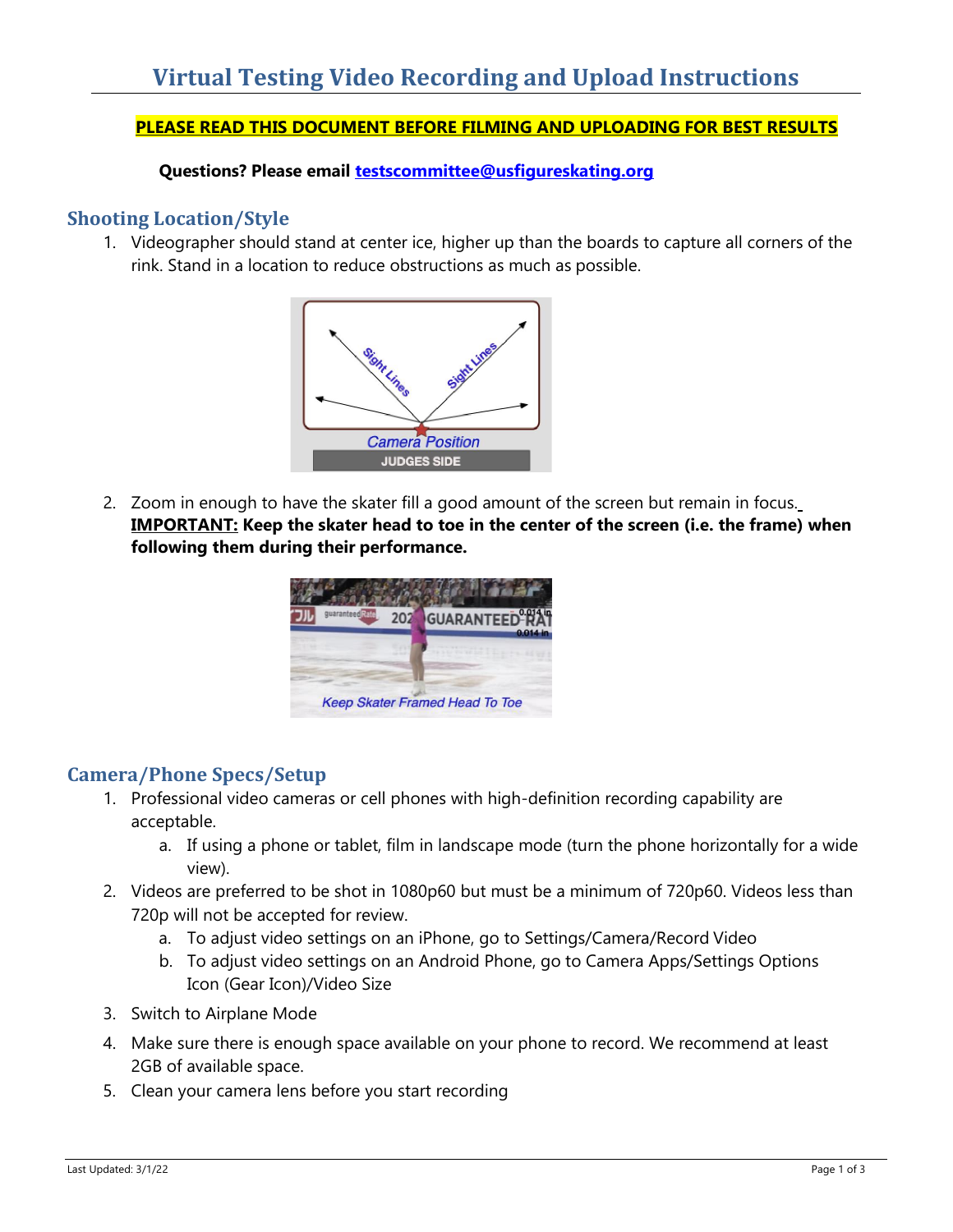# Virtual Testing Video Recording and Upload Instructions

**PLEASE READ THIS DOCUMENT BEFORE FILMING AND UPLOADING FOR BEST RESULTS**

**Questions? Please email [testscommittee@usfigureskating.org](mailto:testscommittee@usfigureskating.org)**

## Shooting Location/Style

1. Videographer should stand at center ice, higher up than the boards to capture all corners of the rink. Stand in a location to reduce obstructions as much as possible.

2. Zoom in enough to have the skater fill a good amount of the screen but remain in focus. **IMPORTANT: Keep the skater head to toe in the center of the screen (i.e. the frame) when following them during their performance.**

## Camera/Phone Specs/Setup

1. Professional video cameras or cell phones with high-definition recording capability are acceptable.
   a. If using a phone or tablet, film in landscape mode (turn the phone horizontally for a wide view).
2. Videos are preferred to be shot in 1080p60 but must be a minimum of 720p60. Videos less than 720p will not be accepted for review.
   a. To adjust video settings on an iPhone, go to Settings/Camera/Record Video
   b. To adjust video settings on an Android Phone, go to Camera Apps/Settings Options Icon (Gear Icon)/Video Size
3. Switch to Airplane Mode
4. Make sure there is enough space available on your phone to record. We recommend at least 2GB of available space.
5. Clean your camera lens before you start recording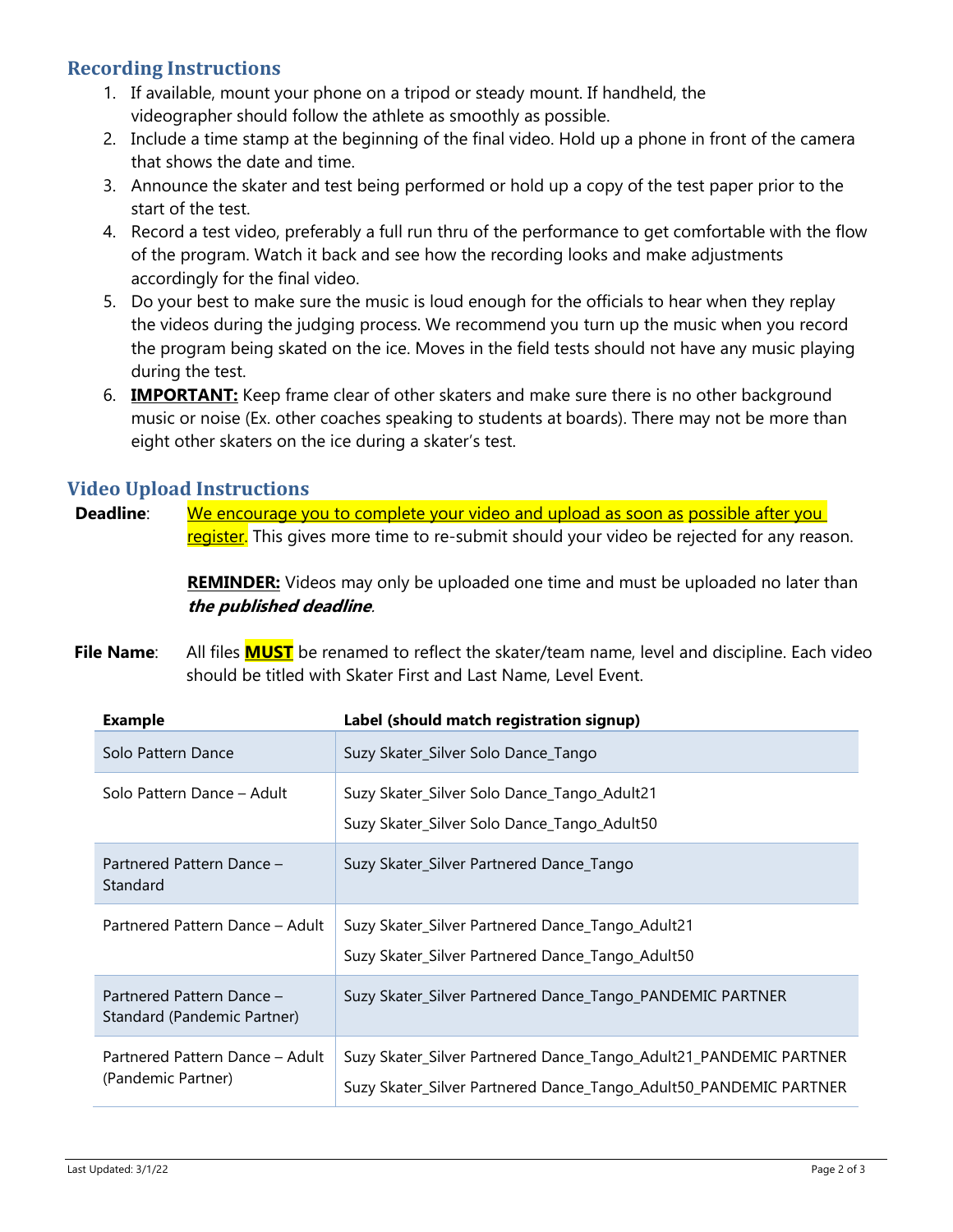## Recording Instructions

1. If available, mount your phone on a tripod or steady mount. If handheld, the videographer should follow the athlete as smoothly as possible.
2. Include a time stamp at the beginning of the final video. Hold up a phone in front of the camera that shows the date and time.
3. Announce the skater and test being performed or hold up a copy of the test paper prior to the start of the test.
4. Record a test video, preferably a full run thru of the performance to get comfortable with the flow of the program. Watch it back and see how the recording looks and make adjustments accordingly for the final video.
5. Do your best to make sure the music is loud enough for the officials to hear when they replay the videos during the judging process. We recommend you turn up the music when you record the program being skated on the ice. Moves in the field tests should not have any music playing during the test.
6. **IMPORTANT:** Keep frame clear of other skaters and make sure there is no other background music or noise (Ex. other coaches speaking to students at boards). There may not be more than eight other skaters on the ice during a skater's test.

## Video Upload Instructions

**Deadline**: We encourage you to complete your video and upload as soon as possible after you register. This gives more time to re-submit should your video be rejected for any reason.

**REMINDER:** Videos may only be uploaded one time and must be uploaded no later than ***the published deadline***.

**File Name**: All files **MUST** be renamed to reflect the skater/team name, level and discipline. Each video should be titled with Skater First and Last Name, Level Event.

| Example | Label (should match registration signup) |
|---|---|
| Solo Pattern Dance | Suzy Skater_Silver Solo Dance_Tango |
| Solo Pattern Dance – Adult | Suzy Skater_Silver Solo Dance_Tango_Adult21<br>Suzy Skater_Silver Solo Dance_Tango_Adult50 |
| Partnered Pattern Dance – Standard | Suzy Skater_Silver Partnered Dance_Tango |
| Partnered Pattern Dance – Adult | Suzy Skater_Silver Partnered Dance_Tango_Adult21<br>Suzy Skater_Silver Partnered Dance_Tango_Adult50 |
| Partnered Pattern Dance – Standard (Pandemic Partner) | Suzy Skater_Silver Partnered Dance_Tango_PANDEMIC PARTNER |
| Partnered Pattern Dance – Adult (Pandemic Partner) | Suzy Skater_Silver Partnered Dance_Tango_Adult21_PANDEMIC PARTNER<br>Suzy Skater_Silver Partnered Dance_Tango_Adult50_PANDEMIC PARTNER |

Last Updated: 3/1/22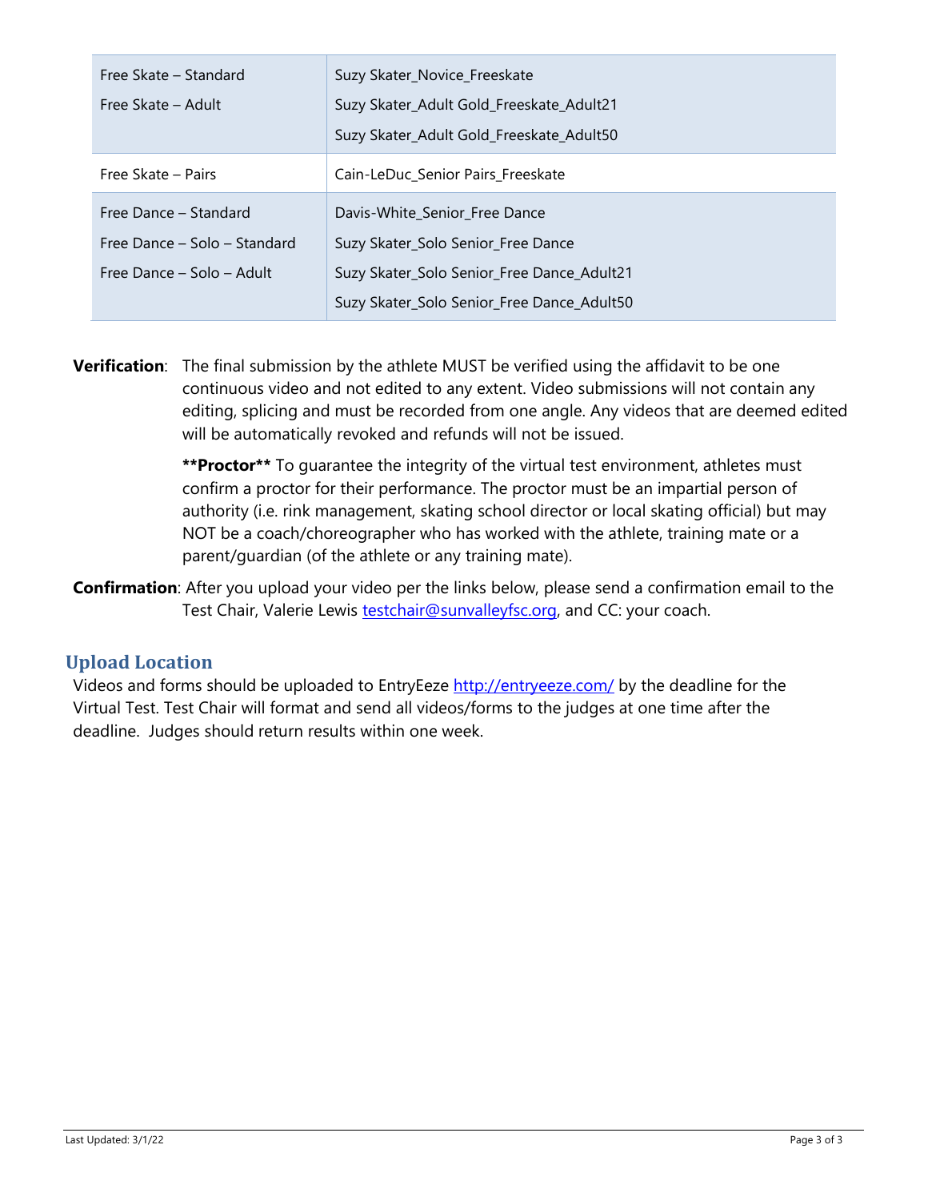| | |
|---|---|
| Free Skate – Standard<br>Free Skate – Adult | Suzy Skater_Novice_Freeskate<br>Suzy Skater_Adult Gold_Freeskate_Adult21<br>Suzy Skater_Adult Gold_Freeskate_Adult50 |
| Free Skate – Pairs | Cain-LeDuc_Senior Pairs_Freeskate |
| Free Dance – Standard<br>Free Dance – Solo – Standard<br>Free Dance – Solo – Adult | Davis-White_Senior_Free Dance<br>Suzy Skater_Solo Senior_Free Dance<br>Suzy Skater_Solo Senior_Free Dance_Adult21<br>Suzy Skater_Solo Senior_Free Dance_Adult50 |

**Verification**: The final submission by the athlete MUST be verified using the affidavit to be one continuous video and not edited to any extent. Video submissions will not contain any editing, splicing and must be recorded from one angle. Any videos that are deemed edited will be automatically revoked and refunds will not be issued.

**\*\*Proctor\*\*** To guarantee the integrity of the virtual test environment, athletes must confirm a proctor for their performance. The proctor must be an impartial person of authority (i.e. rink management, skating school director or local skating official) but may NOT be a coach/choreographer who has worked with the athlete, training mate or a parent/guardian (of the athlete or any training mate).

**Confirmation**: After you upload your video per the links below, please send a confirmation email to the Test Chair, Valerie Lewis testchair@sunvalleyfsc.org, and CC: your coach.

## Upload Location

Videos and forms should be uploaded to EntryEeze http://entryeeze.com/ by the deadline for the Virtual Test. Test Chair will format and send all videos/forms to the judges at one time after the deadline. Judges should return results within one week.